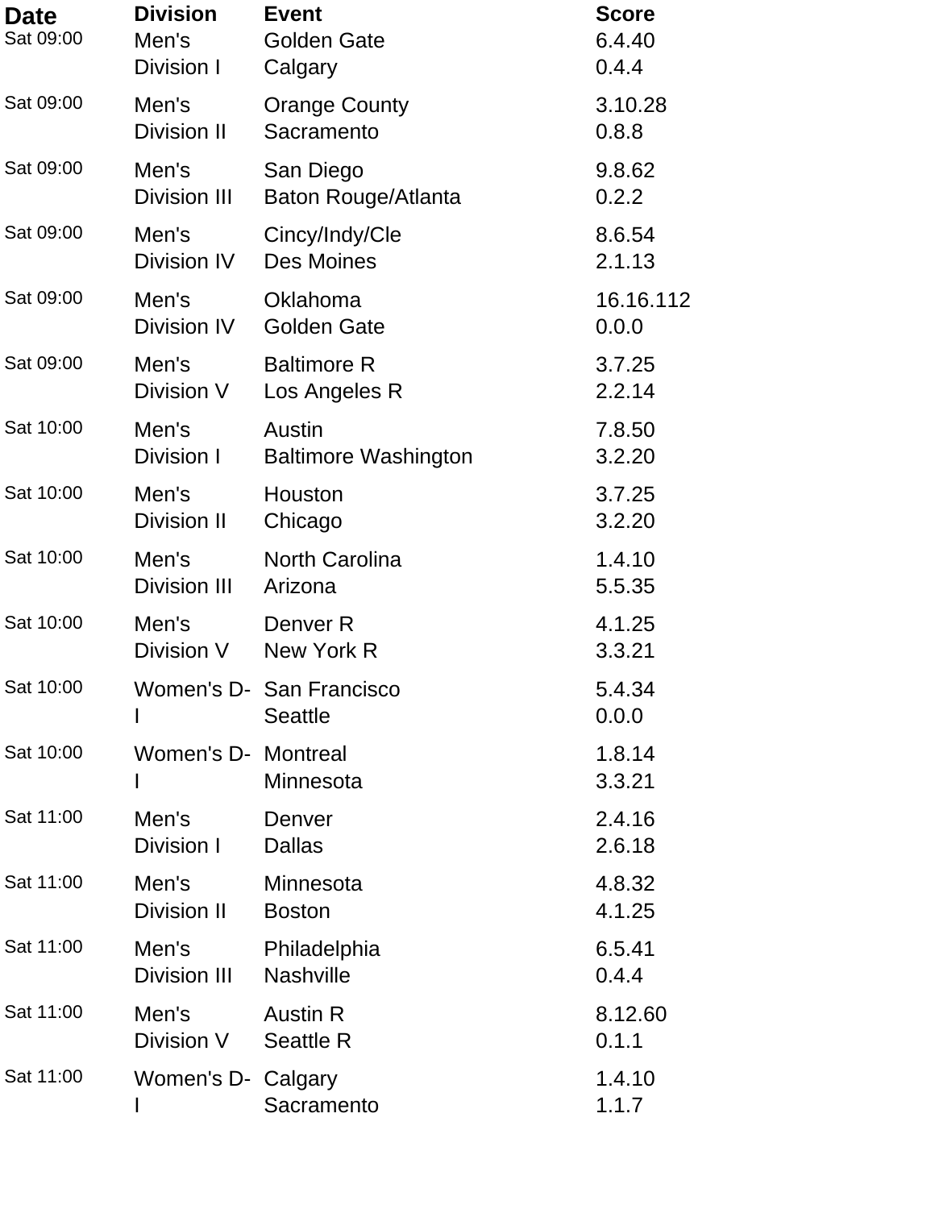| Date | Division | Event | Score |
| --- | --- | --- | --- |
| Sat 09:00 | Men's Division I | Golden Gate<br>Calgary | 6.4.40<br>0.4.4 |
| Sat 09:00 | Men's Division II | Orange County<br>Sacramento | 3.10.28<br>0.8.8 |
| Sat 09:00 | Men's Division III | San Diego<br>Baton Rouge/Atlanta | 9.8.62<br>0.2.2 |
| Sat 09:00 | Men's Division IV | Cincy/Indy/Cle<br>Des Moines | 8.6.54<br>2.1.13 |
| Sat 09:00 | Men's Division IV | Oklahoma<br>Golden Gate | 16.16.112<br>0.0.0 |
| Sat 09:00 | Men's Division V | Baltimore R<br>Los Angeles R | 3.7.25<br>2.2.14 |
| Sat 10:00 | Men's Division I | Austin<br>Baltimore Washington | 7.8.50<br>3.2.20 |
| Sat 10:00 | Men's Division II | Houston<br>Chicago | 3.7.25<br>3.2.20 |
| Sat 10:00 | Men's Division III | North Carolina<br>Arizona | 1.4.10<br>5.5.35 |
| Sat 10:00 | Men's Division V | Denver R<br>New York R | 4.1.25<br>3.3.21 |
| Sat 10:00 | Women's D-I | San Francisco<br>Seattle | 5.4.34<br>0.0.0 |
| Sat 10:00 | Women's D-I | Montreal<br>Minnesota | 1.8.14<br>3.3.21 |
| Sat 11:00 | Men's Division I | Denver<br>Dallas | 2.4.16<br>2.6.18 |
| Sat 11:00 | Men's Division II | Minnesota<br>Boston | 4.8.32<br>4.1.25 |
| Sat 11:00 | Men's Division III | Philadelphia<br>Nashville | 6.5.41<br>0.4.4 |
| Sat 11:00 | Men's Division V | Austin R<br>Seattle R | 8.12.60<br>0.1.1 |
| Sat 11:00 | Women's D-I | Calgary<br>Sacramento | 1.4.10<br>1.1.7 |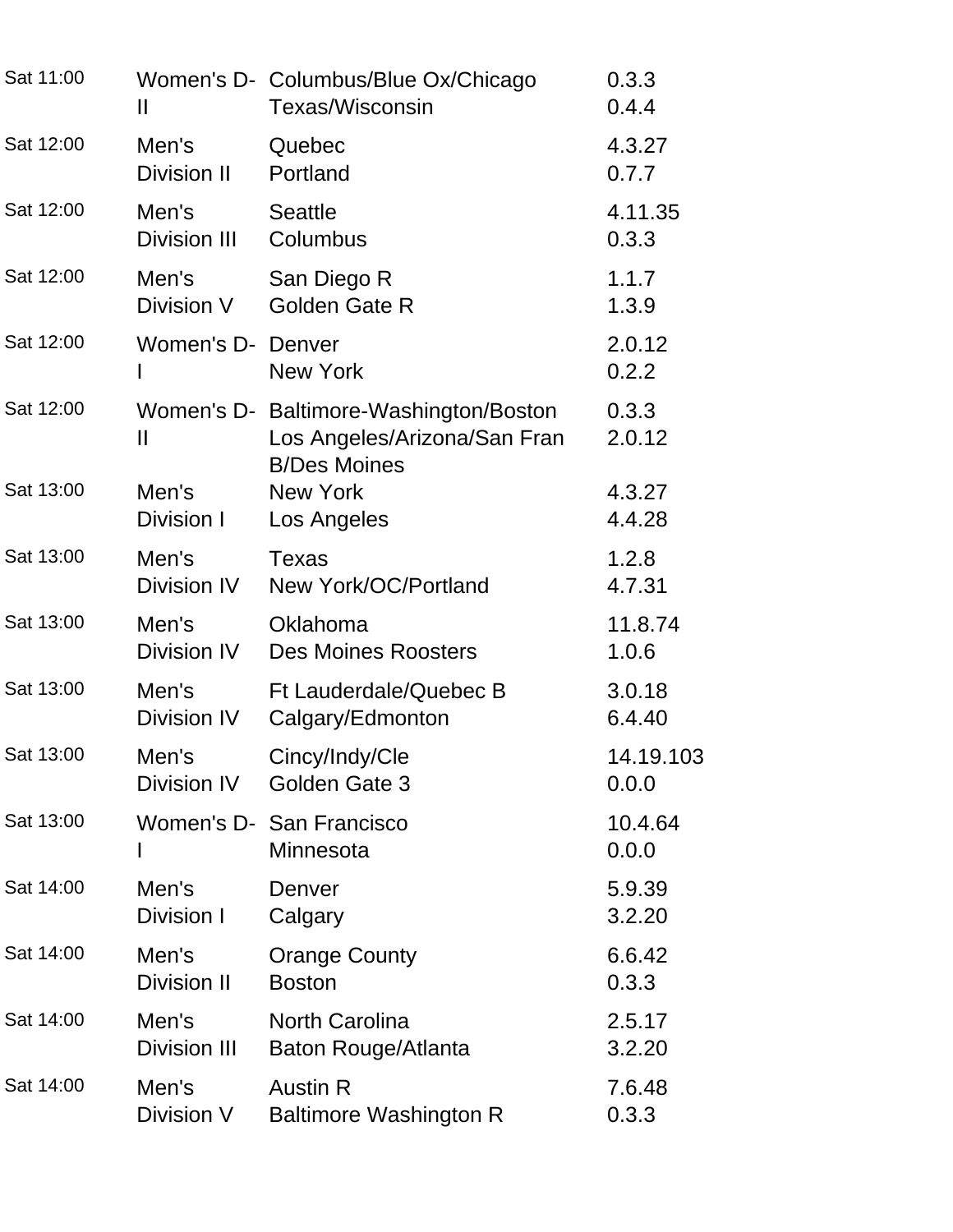| Sat 11:00 | Women's D-II | Columbus/Blue Ox/Chicago<br>Texas/Wisconsin | 0.3.3<br>0.4.4 |
|---|---|---|---|
| Sat 12:00 | Men's Division II | Quebec<br>Portland | 4.3.27<br>0.7.7 |
| Sat 12:00 | Men's Division III | Seattle<br>Columbus | 4.11.35<br>0.3.3 |
| Sat 12:00 | Men's Division V | San Diego R<br>Golden Gate R | 1.1.7<br>1.3.9 |
| Sat 12:00 | Women's D-I | Denver<br>New York | 2.0.12<br>0.2.2 |
| Sat 12:00 | Women's D-II | Baltimore-Washington/Boston<br>Los Angeles/Arizona/San Fran B/Des Moines | 0.3.3<br>2.0.12 |
| Sat 13:00 | Men's Division I | New York<br>Los Angeles | 4.3.27<br>4.4.28 |
| Sat 13:00 | Men's Division IV | Texas<br>New York/OC/Portland | 1.2.8<br>4.7.31 |
| Sat 13:00 | Men's Division IV | Oklahoma<br>Des Moines Roosters | 11.8.74<br>1.0.6 |
| Sat 13:00 | Men's Division IV | Ft Lauderdale/Quebec B<br>Calgary/Edmonton | 3.0.18<br>6.4.40 |
| Sat 13:00 | Men's Division IV | Cincy/Indy/Cle<br>Golden Gate 3 | 14.19.103<br>0.0.0 |
| Sat 13:00 | Women's D-I | San Francisco<br>Minnesota | 10.4.64<br>0.0.0 |
| Sat 14:00 | Men's Division I | Denver<br>Calgary | 5.9.39<br>3.2.20 |
| Sat 14:00 | Men's Division II | Orange County<br>Boston | 6.6.42<br>0.3.3 |
| Sat 14:00 | Men's Division III | North Carolina<br>Baton Rouge/Atlanta | 2.5.17<br>3.2.20 |
| Sat 14:00 | Men's Division V | Austin R<br>Baltimore Washington R | 7.6.48<br>0.3.3 |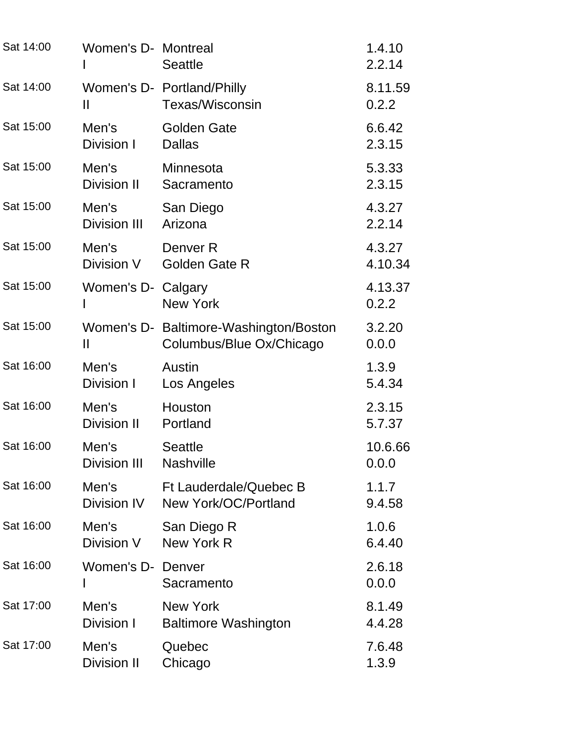| | | | |
|---|---|---|---|
| Sat 14:00 | Women's D-I | Montreal<br>Seattle | 1.4.10<br>2.2.14 |
| Sat 14:00 | Women's D-II | Portland/Philly<br>Texas/Wisconsin | 8.11.59<br>0.2.2 |
| Sat 15:00 | Men's Division I | Golden Gate<br>Dallas | 6.6.42<br>2.3.15 |
| Sat 15:00 | Men's Division II | Minnesota<br>Sacramento | 5.3.33<br>2.3.15 |
| Sat 15:00 | Men's Division III | San Diego<br>Arizona | 4.3.27<br>2.2.14 |
| Sat 15:00 | Men's Division V | Denver R<br>Golden Gate R | 4.3.27<br>4.10.34 |
| Sat 15:00 | Women's D-I | Calgary<br>New York | 4.13.37<br>0.2.2 |
| Sat 15:00 | Women's D-II | Baltimore-Washington/Boston<br>Columbus/Blue Ox/Chicago | 3.2.20<br>0.0.0 |
| Sat 16:00 | Men's Division I | Austin<br>Los Angeles | 1.3.9<br>5.4.34 |
| Sat 16:00 | Men's Division II | Houston<br>Portland | 2.3.15<br>5.7.37 |
| Sat 16:00 | Men's Division III | Seattle<br>Nashville | 10.6.66<br>0.0.0 |
| Sat 16:00 | Men's Division IV | Ft Lauderdale/Quebec B<br>New York/OC/Portland | 1.1.7<br>9.4.58 |
| Sat 16:00 | Men's Division V | San Diego R<br>New York R | 1.0.6<br>6.4.40 |
| Sat 16:00 | Women's D-I | Denver<br>Sacramento | 2.6.18<br>0.0.0 |
| Sat 17:00 | Men's Division I | New York<br>Baltimore Washington | 8.1.49<br>4.4.28 |
| Sat 17:00 | Men's Division II | Quebec<br>Chicago | 7.6.48<br>1.3.9 |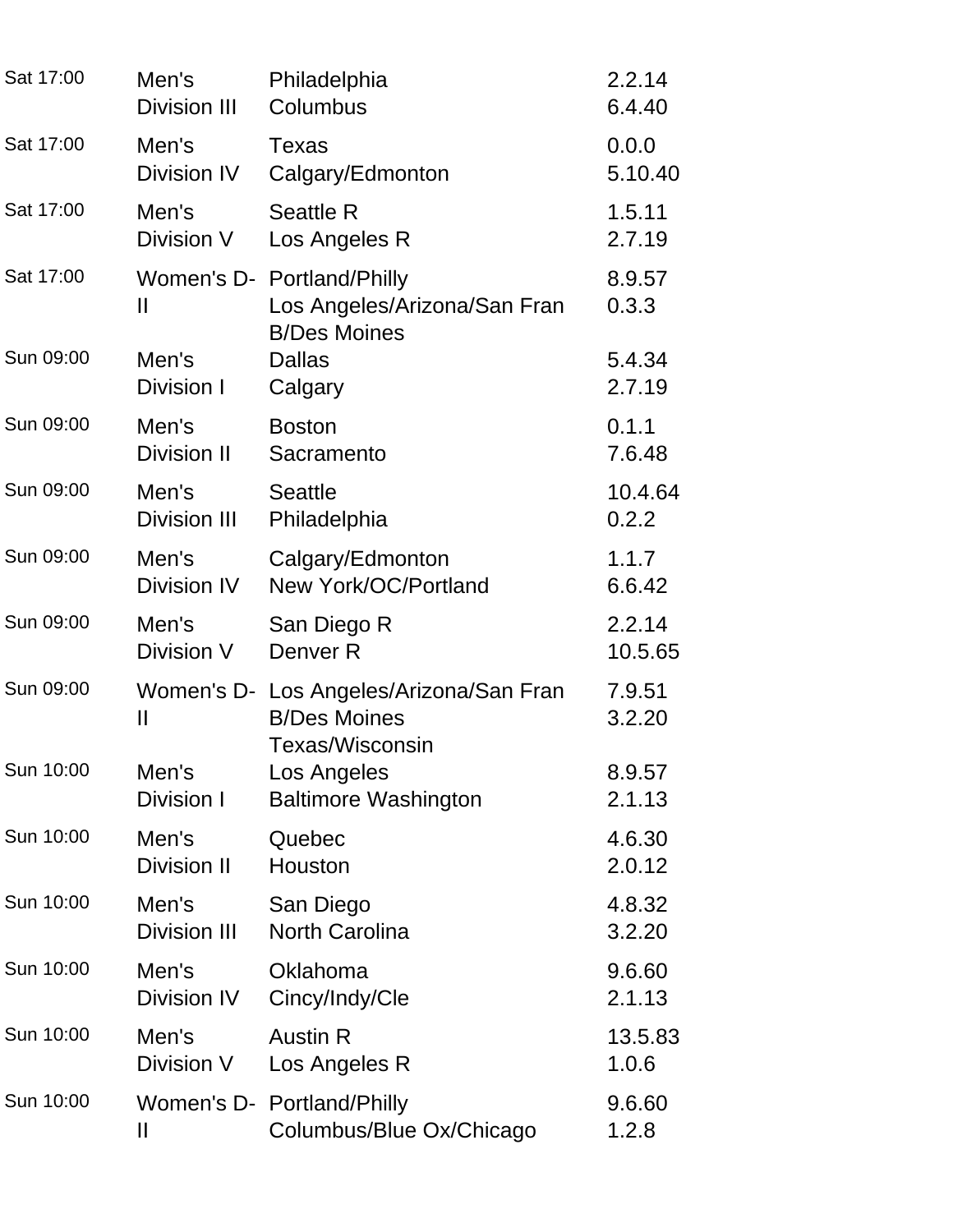| | | | |
|---|---|---|---|
| Sat 17:00 | Men's Division III | Philadelphia<br>Columbus | 2.2.14<br>6.4.40 |
| Sat 17:00 | Men's Division IV | Texas<br>Calgary/Edmonton | 0.0.0<br>5.10.40 |
| Sat 17:00 | Men's Division V | Seattle R<br>Los Angeles R | 1.5.11<br>2.7.19 |
| Sat 17:00 | Women's D-II | Portland/Philly<br>Los Angeles/Arizona/San Fran<br>B/Des Moines | 8.9.57<br>0.3.3 |
| Sun 09:00 | Men's Division I | Dallas<br>Calgary | 5.4.34<br>2.7.19 |
| Sun 09:00 | Men's Division II | Boston<br>Sacramento | 0.1.1<br>7.6.48 |
| Sun 09:00 | Men's Division III | Seattle<br>Philadelphia | 10.4.64<br>0.2.2 |
| Sun 09:00 | Men's Division IV | Calgary/Edmonton<br>New York/OC/Portland | 1.1.7<br>6.6.42 |
| Sun 09:00 | Men's Division V | San Diego R<br>Denver R | 2.2.14<br>10.5.65 |
| Sun 09:00 | Women's D-II | Los Angeles/Arizona/San Fran<br>B/Des Moines<br>Texas/Wisconsin | 7.9.51<br>3.2.20 |
| Sun 10:00 | Men's Division I | Los Angeles<br>Baltimore Washington | 8.9.57<br>2.1.13 |
| Sun 10:00 | Men's Division II | Quebec<br>Houston | 4.6.30<br>2.0.12 |
| Sun 10:00 | Men's Division III | San Diego<br>North Carolina | 4.8.32<br>3.2.20 |
| Sun 10:00 | Men's Division IV | Oklahoma<br>Cincy/Indy/Cle | 9.6.60<br>2.1.13 |
| Sun 10:00 | Men's Division V | Austin R<br>Los Angeles R | 13.5.83<br>1.0.6 |
| Sun 10:00 | Women's D-II | Portland/Philly<br>Columbus/Blue Ox/Chicago | 9.6.60<br>1.2.8 |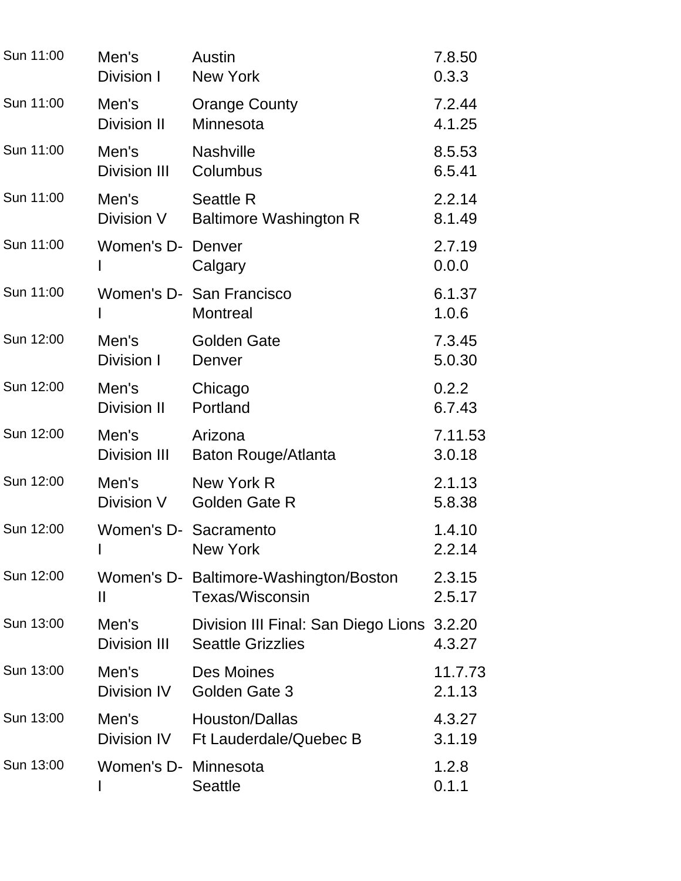| | | | |
|---|---|---|---|
| Sun 11:00 | Men's Division I | Austin<br>New York | 7.8.50<br>0.3.3 |
| Sun 11:00 | Men's Division II | Orange County<br>Minnesota | 7.2.44<br>4.1.25 |
| Sun 11:00 | Men's Division III | Nashville<br>Columbus | 8.5.53<br>6.5.41 |
| Sun 11:00 | Men's Division V | Seattle R<br>Baltimore Washington R | 2.2.14<br>8.1.49 |
| Sun 11:00 | Women's D-I | Denver<br>Calgary | 2.7.19<br>0.0.0 |
| Sun 11:00 | Women's D-I | San Francisco<br>Montreal | 6.1.37<br>1.0.6 |
| Sun 12:00 | Men's Division I | Golden Gate<br>Denver | 7.3.45<br>5.0.30 |
| Sun 12:00 | Men's Division II | Chicago<br>Portland | 0.2.2<br>6.7.43 |
| Sun 12:00 | Men's Division III | Arizona<br>Baton Rouge/Atlanta | 7.11.53<br>3.0.18 |
| Sun 12:00 | Men's Division V | New York R<br>Golden Gate R | 2.1.13<br>5.8.38 |
| Sun 12:00 | Women's D-I | Sacramento<br>New York | 1.4.10<br>2.2.14 |
| Sun 12:00 | Women's D-II | Baltimore-Washington/Boston<br>Texas/Wisconsin | 2.3.15<br>2.5.17 |
| Sun 13:00 | Men's Division III | Division III Final: San Diego Lions<br>Seattle Grizzlies | 3.2.20<br>4.3.27 |
| Sun 13:00 | Men's Division IV | Des Moines<br>Golden Gate 3 | 11.7.73<br>2.1.13 |
| Sun 13:00 | Men's Division IV | Houston/Dallas<br>Ft Lauderdale/Quebec B | 4.3.27<br>3.1.19 |
| Sun 13:00 | Women's D-I | Minnesota<br>Seattle | 1.2.8<br>0.1.1 |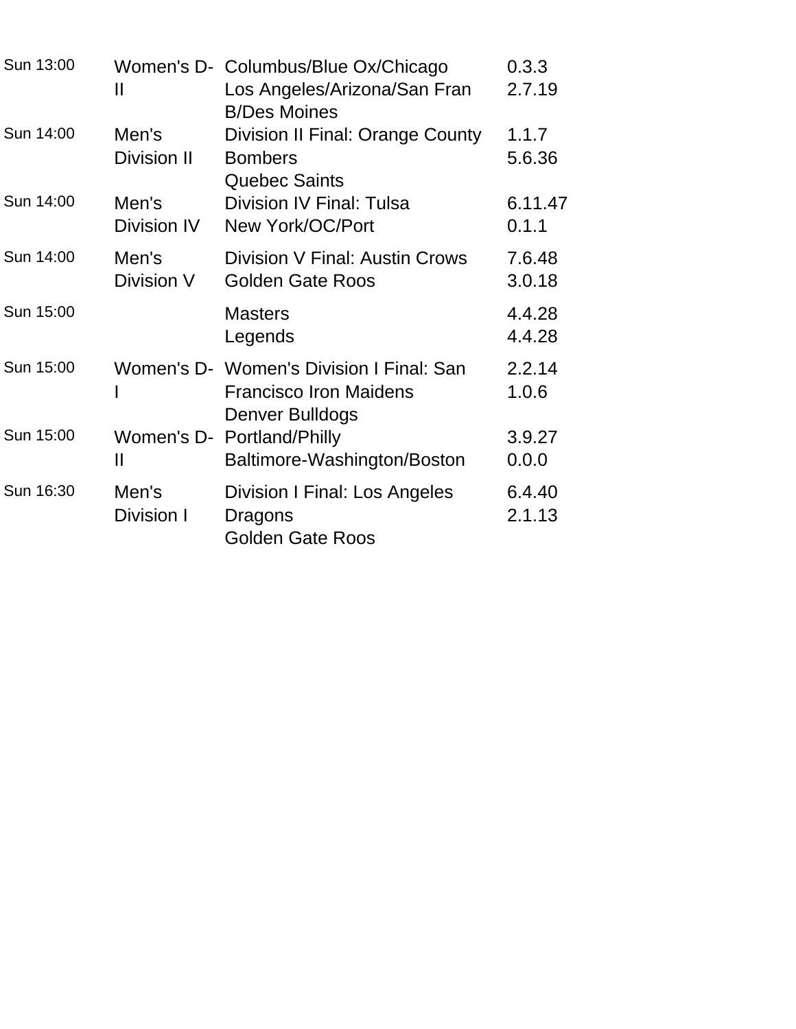| | | | |
|---|---|---|---|
| Sun 13:00 | Women's D-II | Columbus/Blue Ox/Chicago<br>Los Angeles/Arizona/San Fran B/Des Moines | 0.3.3<br>2.7.19 |
| Sun 14:00 | Men's Division II | Division II Final: Orange County Bombers<br>Quebec Saints | 1.1.7<br>5.6.36 |
| Sun 14:00 | Men's Division IV | Division IV Final: Tulsa<br>New York/OC/Port | 6.11.47<br>0.1.1 |
| Sun 14:00 | Men's Division V | Division V Final: Austin Crows<br>Golden Gate Roos | 7.6.48<br>3.0.18 |
| Sun 15:00 | | Masters<br>Legends | 4.4.28<br>4.4.28 |
| Sun 15:00 | Women's D-I | Women's Division I Final: San Francisco Iron Maidens<br>Denver Bulldogs | 2.2.14<br>1.0.6 |
| Sun 15:00 | Women's D-II | Portland/Philly<br>Baltimore-Washington/Boston | 3.9.27<br>0.0.0 |
| Sun 16:30 | Men's Division I | Division I Final: Los Angeles Dragons<br>Golden Gate Roos | 6.4.40<br>2.1.13 |